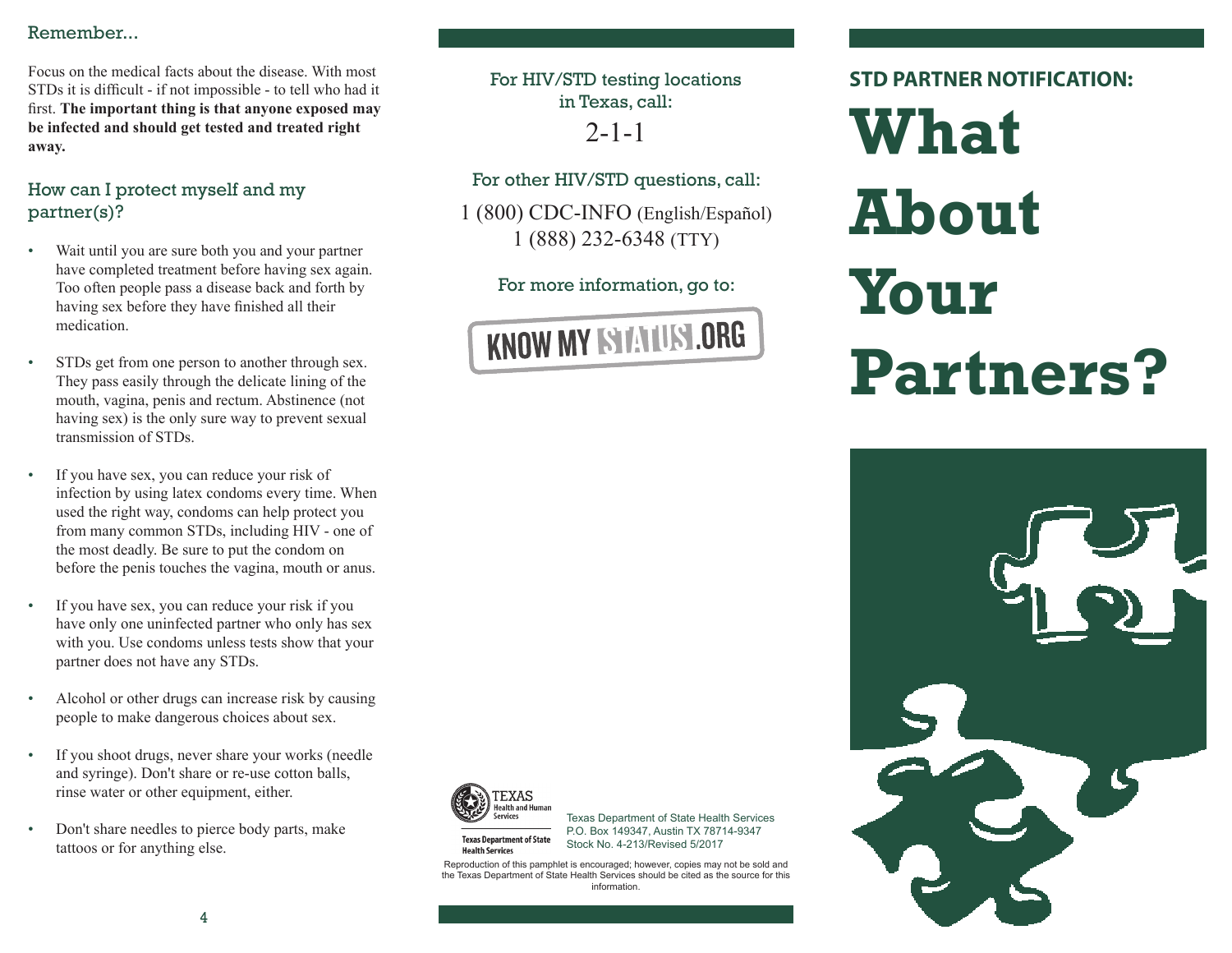## Remember...

Focus on the medical facts about the disease. With most STDs it is difficult - if not impossible - to tell who had it first. **The important thing is that anyone exposed may be infected and should get tested and treated right away.**

## How can I protect myself and my partner(s)?

- Wait until you are sure both you and your partner have completed treatment before having sex again. Too often people pass a disease back and forth by having sex before they have finished all their medication.
- STDs get from one person to another through sex. They pass easily through the delicate lining of the mouth, vagina, penis and rectum. Abstinence (not having sex) is the only sure way to prevent sexual transmission of STDs.
- If you have sex, you can reduce your risk of infection by using latex condoms every time. When used the right way, condoms can help protect you from many common STDs, including HIV - one of the most deadly. Be sure to put the condom on before the penis touches the vagina, mouth or anus.
- If you have sex, you can reduce your risk if you have only one uninfected partner who only has sex with you. Use condoms unless tests show that your partner does not have any STDs.
- Alcohol or other drugs can increase risk by causing people to make dangerous choices about sex.
- If you shoot drugs, never share your works (needle and syringe). Don't share or re-use cotton balls, rinse water or other equipment, either.
- Don't share needles to pierce body parts, make tattoos or for anything else.

For HIV/STD testing locations in Texas, call:

2-1-1

For other HIV/STD questions, call:

1 (800) CDC-INFO (English/Español)
1 (888) 232-6348 (TTY)

For more information, go to:

KNOW MY STATUS.ORG

TEXAS Health and Human Services

Texas Department of State Health Services

Texas Department of State Health Services
P.O. Box 149347, Austin TX 78714-9347
Stock No. 4-213/Revised 5/2017

Reproduction of this pamphlet is encouraged; however, copies may not be sold and the Texas Department of State Health Services should be cited as the source for this information.

## STD PARTNER NOTIFICATION:

# What About Your Partners?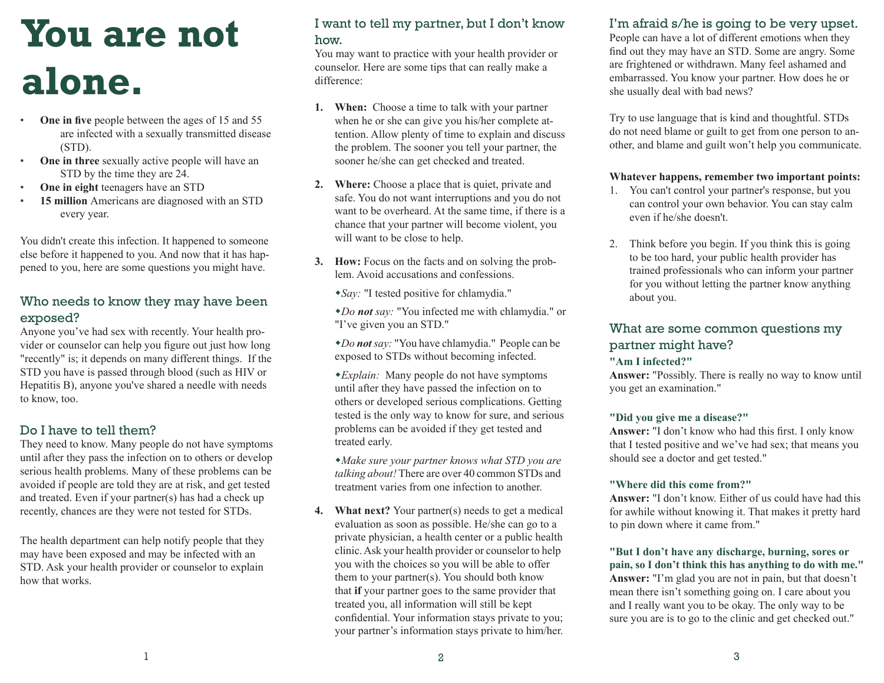# You are not alone.

- **One in five** people between the ages of 15 and 55 are infected with a sexually transmitted disease (STD).
- **One in three** sexually active people will have an STD by the time they are 24.
- **One in eight** teenagers have an STD
- **15 million** Americans are diagnosed with an STD every year.

You didn't create this infection. It happened to someone else before it happened to you. And now that it has happened to you, here are some questions you might have.

## Who needs to know they may have been exposed?

Anyone you've had sex with recently. Your health provider or counselor can help you figure out just how long "recently" is; it depends on many different things. If the STD you have is passed through blood (such as HIV or Hepatitis B), anyone you've shared a needle with needs to know, too.

## Do I have to tell them?

They need to know. Many people do not have symptoms until after they pass the infection on to others or develop serious health problems. Many of these problems can be avoided if people are told they are at risk, and get tested and treated. Even if your partner(s) has had a check up recently, chances are they were not tested for STDs.

The health department can help notify people that they may have been exposed and may be infected with an STD. Ask your health provider or counselor to explain how that works.

## I want to tell my partner, but I don't know how.

You may want to practice with your health provider or counselor. Here are some tips that can really make a difference:

1. **When:** Choose a time to talk with your partner when he or she can give you his/her complete attention. Allow plenty of time to explain and discuss the problem. The sooner you tell your partner, the sooner he/she can get checked and treated.

2. **Where:** Choose a place that is quiet, private and safe. You do not want interruptions and you do not want to be overheard. At the same time, if there is a chance that your partner will become violent, you will want to be close to help.

3. **How:** Focus on the facts and on solving the problem. Avoid accusations and confessions.

   ◆*Say:* "I tested positive for chlamydia."

   ◆*Do **not** say:* "You infected me with chlamydia." or "I've given you an STD."

   ◆*Do **not** say:* "You have chlamydia." People can be exposed to STDs without becoming infected.

   ◆*Explain:* Many people do not have symptoms until after they have passed the infection on to others or developed serious complications. Getting tested is the only way to know for sure, and serious problems can be avoided if they get tested and treated early.

   ◆*Make sure your partner knows what STD you are talking about!* There are over 40 common STDs and treatment varies from one infection to another.

4. **What next?** Your partner(s) needs to get a medical evaluation as soon as possible. He/she can go to a private physician, a health center or a public health clinic. Ask your health provider or counselor to help you with the choices so you will be able to offer them to your partner(s). You should both know that **if** your partner goes to the same provider that treated you, all information will still be kept confidential. Your information stays private to you; your partner's information stays private to him/her.

## I'm afraid s/he is going to be very upset.

People can have a lot of different emotions when they find out they may have an STD. Some are angry. Some are frightened or withdrawn. Many feel ashamed and embarrassed. You know your partner. How does he or she usually deal with bad news?

Try to use language that is kind and thoughtful. STDs do not need blame or guilt to get from one person to another, and blame and guilt won't help you communicate.

**Whatever happens, remember two important points:**

1. You can't control your partner's response, but you can control your own behavior. You can stay calm even if he/she doesn't.

2. Think before you begin. If you think this is going to be too hard, your public health provider has trained professionals who can inform your partner for you without letting the partner know anything about you.

## What are some common questions my partner might have?

**"Am I infected?"**
**Answer:** "Possibly. There is really no way to know until you get an examination."

**"Did you give me a disease?"**
**Answer:** "I don't know who had this first. I only know that I tested positive and we've had sex; that means you should see a doctor and get tested."

**"Where did this come from?"**
**Answer:** "I don't know. Either of us could have had this for awhile without knowing it. That makes it pretty hard to pin down where it came from."

**"But I don't have any discharge, burning, sores or pain, so I don't think this has anything to do with me."**
**Answer:** "I'm glad you are not in pain, but that doesn't mean there isn't something going on. I care about you and I really want you to be okay. The only way to be sure you are is to go to the clinic and get checked out."